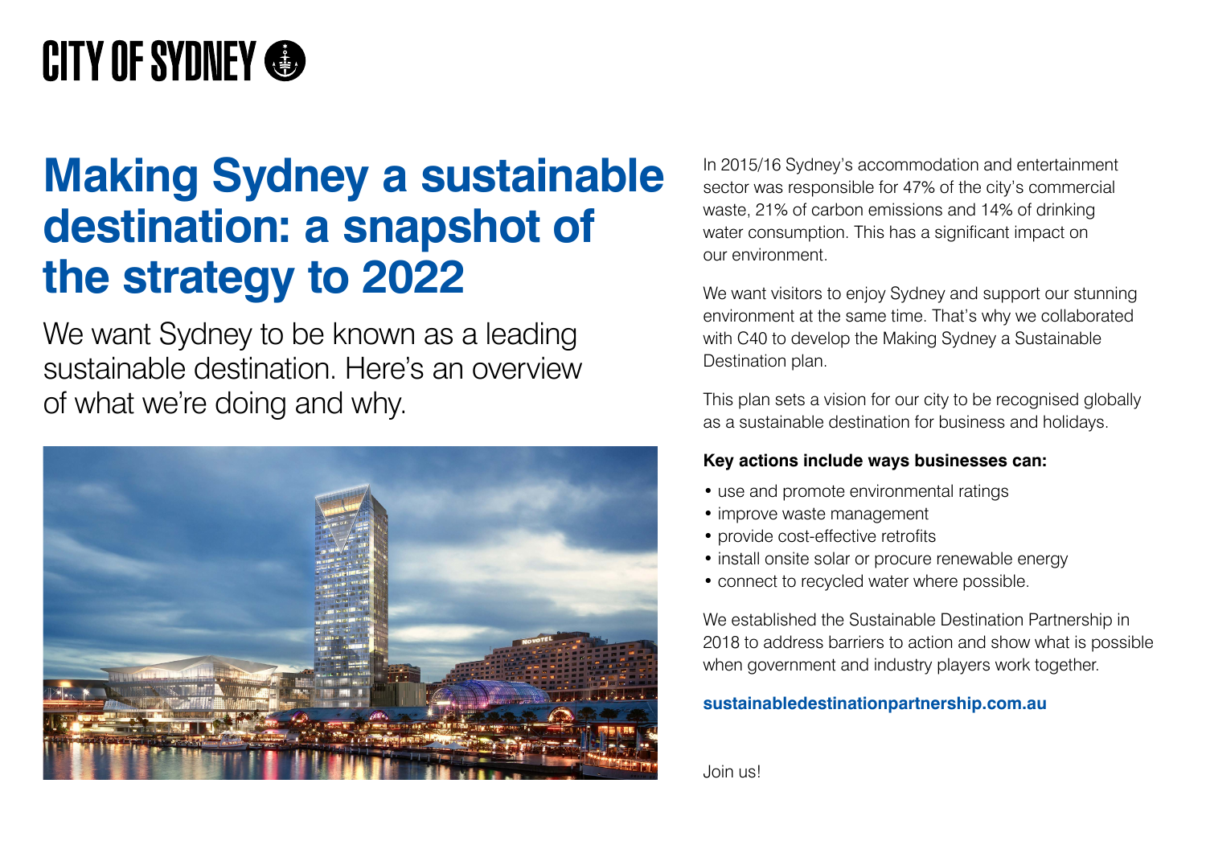CITY OF SYDNEY

# Making Sydney a sustainable destination: a snapshot of the strategy to 2022

We want Sydney to be known as a leading sustainable destination. Here's an overview of what we're doing and why.

In 2015/16 Sydney's accommodation and entertainment sector was responsible for 47% of the city's commercial waste, 21% of carbon emissions and 14% of drinking water consumption. This has a significant impact on our environment.

We want visitors to enjoy Sydney and support our stunning environment at the same time. That's why we collaborated with C40 to develop the Making Sydney a Sustainable Destination plan.

This plan sets a vision for our city to be recognised globally as a sustainable destination for business and holidays.

**Key actions include ways businesses can:**

- use and promote environmental ratings
- improve waste management
- provide cost-effective retrofits
- install onsite solar or procure renewable energy
- connect to recycled water where possible.

We established the Sustainable Destination Partnership in 2018 to address barriers to action and show what is possible when government and industry players work together.

**sustainabledestinationpartnership.com.au**

Join us!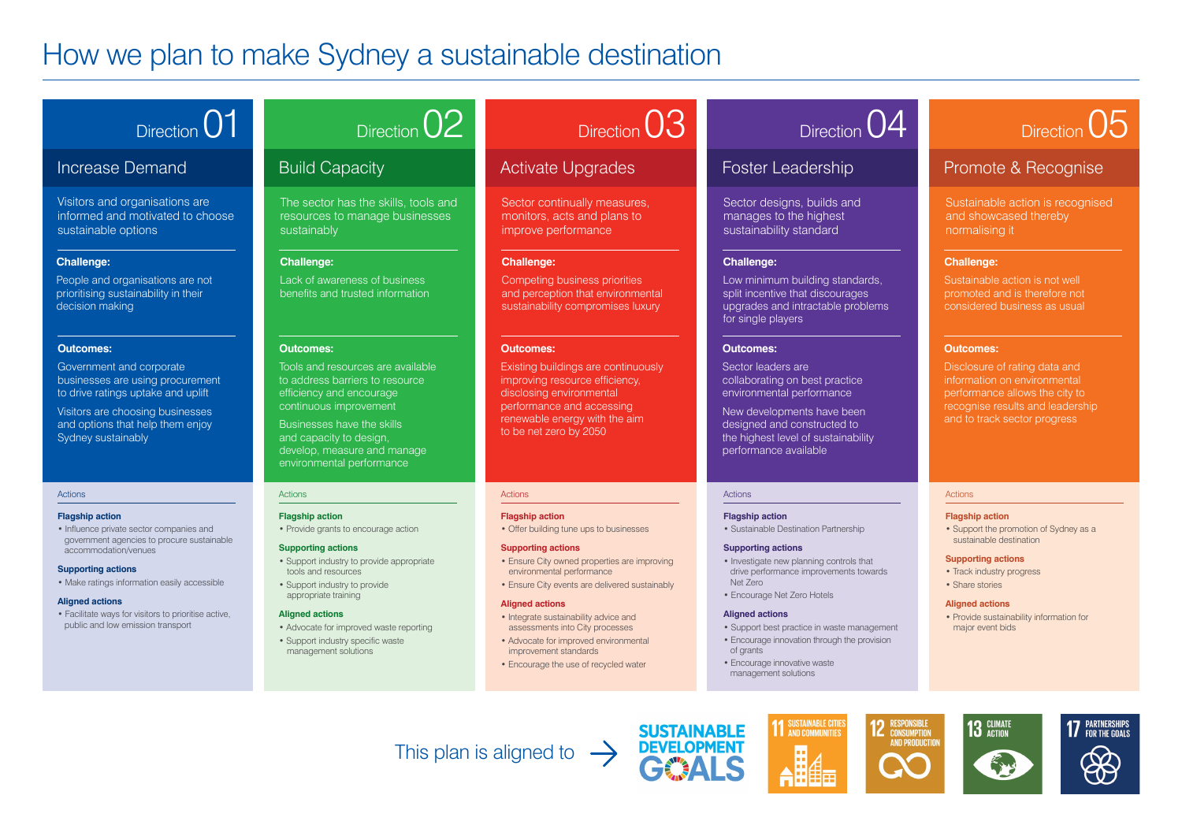# How we plan to make Sydney a sustainable destination

## Direction 01

### Increase Demand

Visitors and organisations are informed and motivated to choose sustainable options

**Challenge:**

People and organisations are not prioritising sustainability in their decision making

**Outcomes:**

Government and corporate businesses are using procurement to drive ratings uptake and uplift

Visitors are choosing businesses and options that help them enjoy Sydney sustainably

Actions

**Flagship action**

- Influence private sector companies and government agencies to procure sustainable accommodation/venues

**Supporting actions**

- Make ratings information easily accessible

**Aligned actions**

- Facilitate ways for visitors to prioritise active, public and low emission transport

## Direction 02

### Build Capacity

The sector has the skills, tools and resources to manage businesses sustainably

**Challenge:**

Lack of awareness of business benefits and trusted information

**Outcomes:**

Tools and resources are available to address barriers to resource efficiency and encourage continuous improvement

Businesses have the skills and capacity to design, develop, measure and manage environmental performance

Actions

**Flagship action**

- Provide grants to encourage action

**Supporting actions**

- Support industry to provide appropriate tools and resources
- Support industry to provide appropriate training

**Aligned actions**

- Advocate for improved waste reporting
- Support industry specific waste management solutions

## Direction 03

### Activate Upgrades

Sector continually measures, monitors, acts and plans to improve performance

**Challenge:**

Competing business priorities and perception that environmental sustainability compromises luxury

**Outcomes:**

Existing buildings are continuously improving resource efficiency, disclosing environmental performance and accessing renewable energy with the aim to be net zero by 2050

Actions

**Flagship action**

- Offer building tune ups to businesses

**Supporting actions**

- Ensure City owned properties are improving environmental performance
- Ensure City events are delivered sustainably

**Aligned actions**

- Integrate sustainability advice and assessments into City processes
- Advocate for improved environmental improvement standards
- Encourage the use of recycled water

## Direction 04

### Foster Leadership

Sector designs, builds and manages to the highest sustainability standard

**Challenge:**

Low minimum building standards, split incentive that discourages upgrades and intractable problems for single players

**Outcomes:**

Sector leaders are collaborating on best practice environmental performance

New developments have been designed and constructed to the highest level of sustainability performance available

Actions

**Flagship action**

- Sustainable Destination Partnership

**Supporting actions**

- Investigate new planning controls that drive performance improvements towards Net Zero
- Encourage Net Zero Hotels

**Aligned actions**

- Support best practice in waste management
- Encourage innovation through the provision of grants
- Encourage innovative waste management solutions

## Direction 05

### Promote & Recognise

Sustainable action is recognised and showcased thereby normalising it

**Challenge:**

Sustainable action is not well promoted and is therefore not considered business as usual

**Outcomes:**

Disclosure of rating data and information on environmental performance allows the city to recognise results and leadership and to track sector progress

Actions

**Flagship action**

- Support the promotion of Sydney as a sustainable destination

**Supporting actions**

- Track industry progress
- Share stories

**Aligned actions**

- Provide sustainability information for major event bids

This plan is aligned to → SUSTAINABLE DEVELOPMENT GOALS

11 SUSTAINABLE CITIES AND COMMUNITIES

12 RESPONSIBLE CONSUMPTION AND PRODUCTION

13 CLIMATE ACTION

17 PARTNERSHIPS FOR THE GOALS